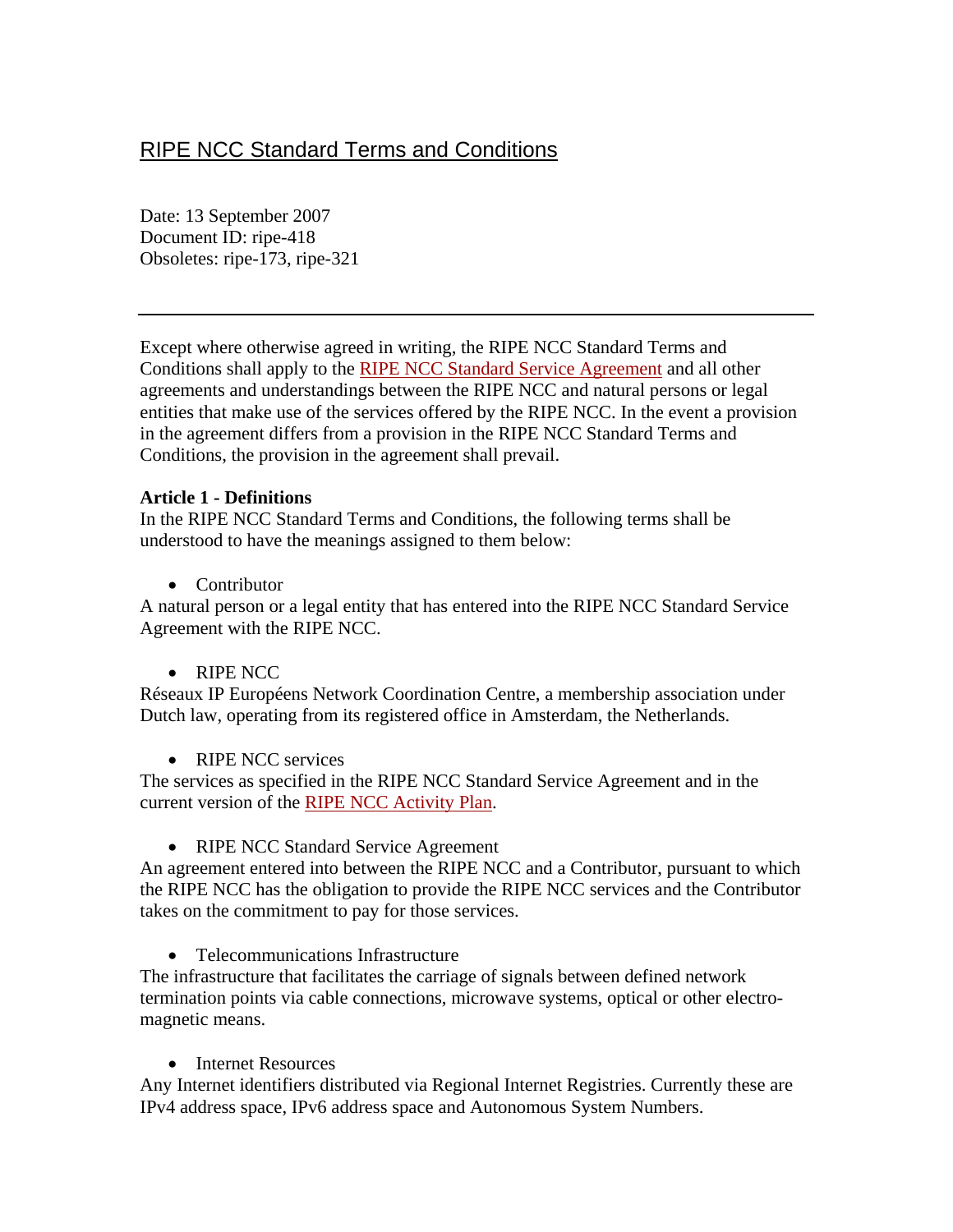# RIPE NCC Standard Terms and Conditions

Date: 13 September 2007
Document ID: ripe-418
Obsoletes: ripe-173, ripe-321

---

Except where otherwise agreed in writing, the RIPE NCC Standard Terms and Conditions shall apply to the RIPE NCC Standard Service Agreement and all other agreements and understandings between the RIPE NCC and natural persons or legal entities that make use of the services offered by the RIPE NCC. In the event a provision in the agreement differs from a provision in the RIPE NCC Standard Terms and Conditions, the provision in the agreement shall prevail.

**Article 1 - Definitions**

In the RIPE NCC Standard Terms and Conditions, the following terms shall be understood to have the meanings assigned to them below:

- Contributor

A natural person or a legal entity that has entered into the RIPE NCC Standard Service Agreement with the RIPE NCC.

- RIPE NCC

Réseaux IP Européens Network Coordination Centre, a membership association under Dutch law, operating from its registered office in Amsterdam, the Netherlands.

- RIPE NCC services

The services as specified in the RIPE NCC Standard Service Agreement and in the current version of the RIPE NCC Activity Plan.

- RIPE NCC Standard Service Agreement

An agreement entered into between the RIPE NCC and a Contributor, pursuant to which the RIPE NCC has the obligation to provide the RIPE NCC services and the Contributor takes on the commitment to pay for those services.

- Telecommunications Infrastructure

The infrastructure that facilitates the carriage of signals between defined network termination points via cable connections, microwave systems, optical or other electro-magnetic means.

- Internet Resources

Any Internet identifiers distributed via Regional Internet Registries. Currently these are IPv4 address space, IPv6 address space and Autonomous System Numbers.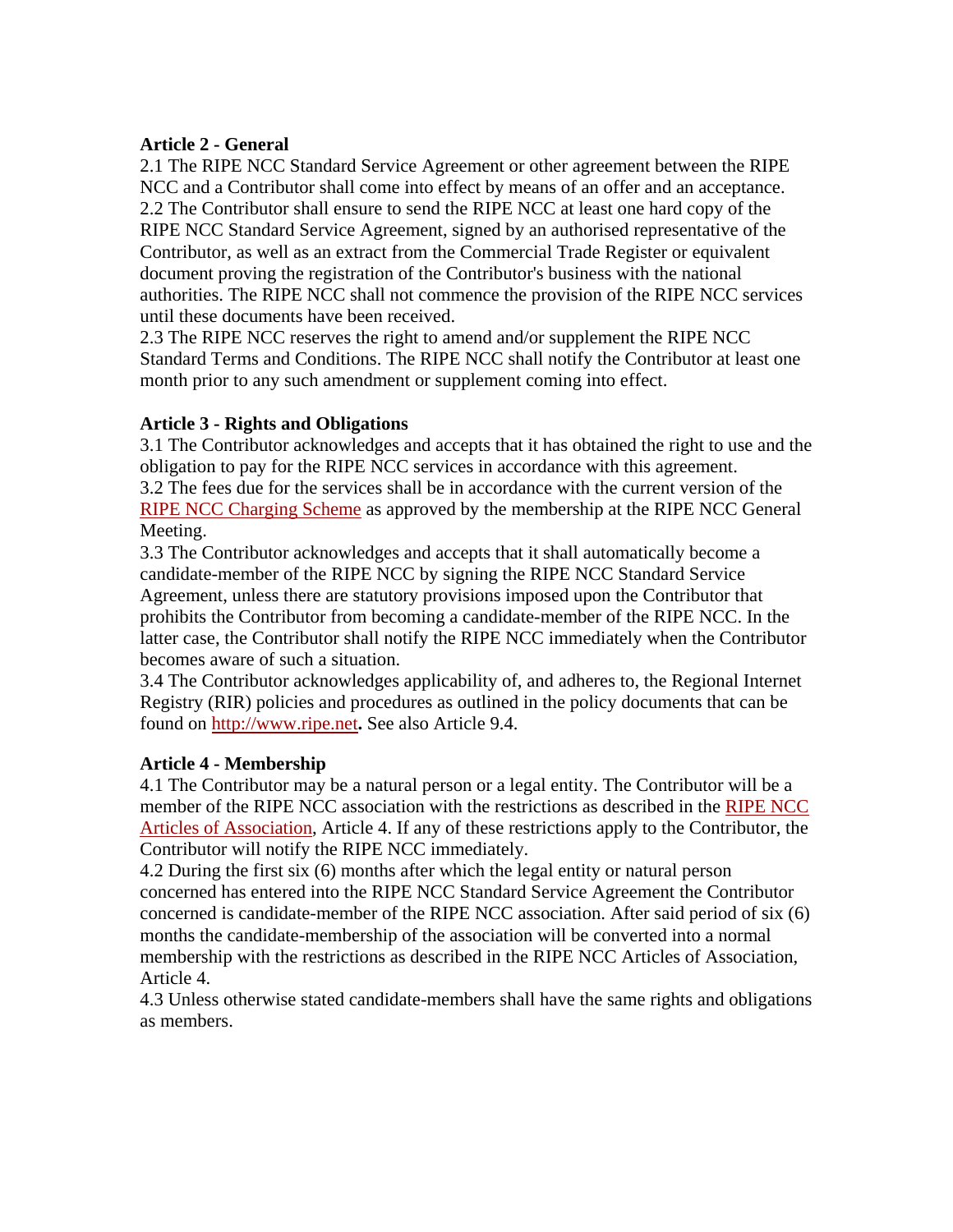### Article 2 - General

2.1 The RIPE NCC Standard Service Agreement or other agreement between the RIPE NCC and a Contributor shall come into effect by means of an offer and an acceptance.
2.2 The Contributor shall ensure to send the RIPE NCC at least one hard copy of the RIPE NCC Standard Service Agreement, signed by an authorised representative of the Contributor, as well as an extract from the Commercial Trade Register or equivalent document proving the registration of the Contributor's business with the national authorities. The RIPE NCC shall not commence the provision of the RIPE NCC services until these documents have been received.
2.3 The RIPE NCC reserves the right to amend and/or supplement the RIPE NCC Standard Terms and Conditions. The RIPE NCC shall notify the Contributor at least one month prior to any such amendment or supplement coming into effect.

### Article 3 - Rights and Obligations

3.1 The Contributor acknowledges and accepts that it has obtained the right to use and the obligation to pay for the RIPE NCC services in accordance with this agreement.
3.2 The fees due for the services shall be in accordance with the current version of the RIPE NCC Charging Scheme as approved by the membership at the RIPE NCC General Meeting.
3.3 The Contributor acknowledges and accepts that it shall automatically become a candidate-member of the RIPE NCC by signing the RIPE NCC Standard Service Agreement, unless there are statutory provisions imposed upon the Contributor that prohibits the Contributor from becoming a candidate-member of the RIPE NCC. In the latter case, the Contributor shall notify the RIPE NCC immediately when the Contributor becomes aware of such a situation.
3.4 The Contributor acknowledges applicability of, and adheres to, the Regional Internet Registry (RIR) policies and procedures as outlined in the policy documents that can be found on http://www.ripe.net**.** See also Article 9.4.

### Article 4 - Membership

4.1 The Contributor may be a natural person or a legal entity. The Contributor will be a member of the RIPE NCC association with the restrictions as described in the RIPE NCC Articles of Association, Article 4. If any of these restrictions apply to the Contributor, the Contributor will notify the RIPE NCC immediately.
4.2 During the first six (6) months after which the legal entity or natural person concerned has entered into the RIPE NCC Standard Service Agreement the Contributor concerned is candidate-member of the RIPE NCC association. After said period of six (6) months the candidate-membership of the association will be converted into a normal membership with the restrictions as described in the RIPE NCC Articles of Association, Article 4.
4.3 Unless otherwise stated candidate-members shall have the same rights and obligations as members.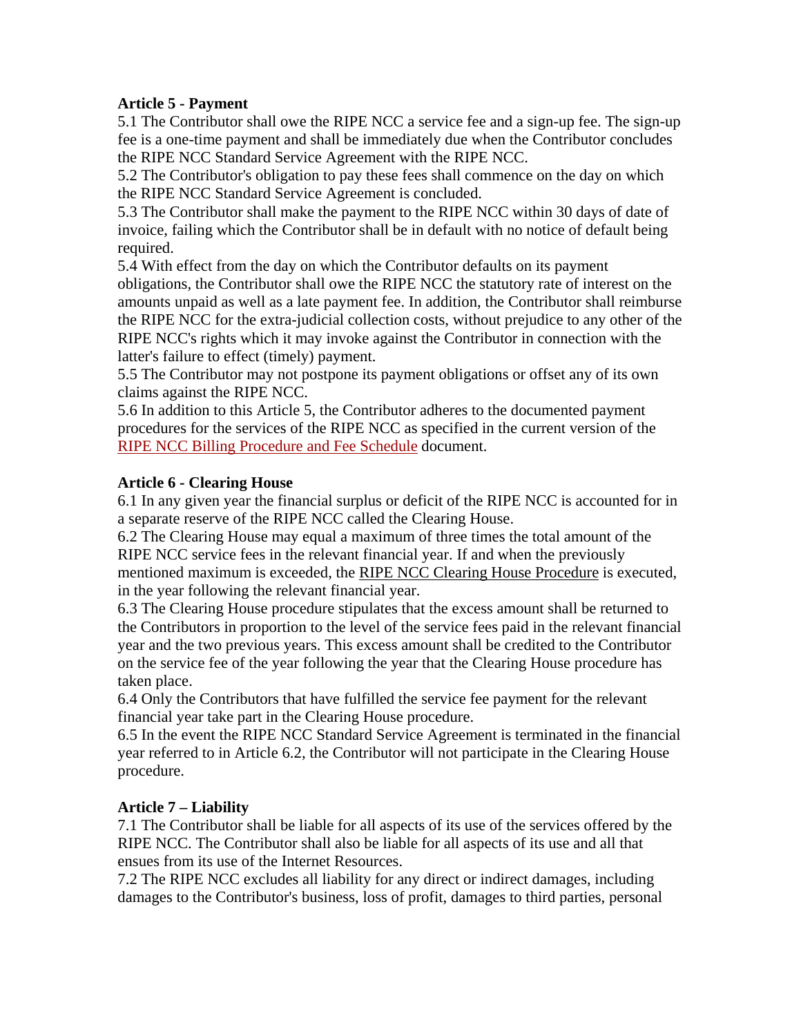**Article 5 - Payment**

5.1 The Contributor shall owe the RIPE NCC a service fee and a sign-up fee. The sign-up fee is a one-time payment and shall be immediately due when the Contributor concludes the RIPE NCC Standard Service Agreement with the RIPE NCC.

5.2 The Contributor's obligation to pay these fees shall commence on the day on which the RIPE NCC Standard Service Agreement is concluded.

5.3 The Contributor shall make the payment to the RIPE NCC within 30 days of date of invoice, failing which the Contributor shall be in default with no notice of default being required.

5.4 With effect from the day on which the Contributor defaults on its payment obligations, the Contributor shall owe the RIPE NCC the statutory rate of interest on the amounts unpaid as well as a late payment fee. In addition, the Contributor shall reimburse the RIPE NCC for the extra-judicial collection costs, without prejudice to any other of the RIPE NCC's rights which it may invoke against the Contributor in connection with the latter's failure to effect (timely) payment.

5.5 The Contributor may not postpone its payment obligations or offset any of its own claims against the RIPE NCC.

5.6 In addition to this Article 5, the Contributor adheres to the documented payment procedures for the services of the RIPE NCC as specified in the current version of the RIPE NCC Billing Procedure and Fee Schedule document.

**Article 6 - Clearing House**

6.1 In any given year the financial surplus or deficit of the RIPE NCC is accounted for in a separate reserve of the RIPE NCC called the Clearing House.

6.2 The Clearing House may equal a maximum of three times the total amount of the RIPE NCC service fees in the relevant financial year. If and when the previously mentioned maximum is exceeded, the RIPE NCC Clearing House Procedure is executed, in the year following the relevant financial year.

6.3 The Clearing House procedure stipulates that the excess amount shall be returned to the Contributors in proportion to the level of the service fees paid in the relevant financial year and the two previous years. This excess amount shall be credited to the Contributor on the service fee of the year following the year that the Clearing House procedure has taken place.

6.4 Only the Contributors that have fulfilled the service fee payment for the relevant financial year take part in the Clearing House procedure.

6.5 In the event the RIPE NCC Standard Service Agreement is terminated in the financial year referred to in Article 6.2, the Contributor will not participate in the Clearing House procedure.

**Article 7 – Liability**

7.1 The Contributor shall be liable for all aspects of its use of the services offered by the RIPE NCC. The Contributor shall also be liable for all aspects of its use and all that ensues from its use of the Internet Resources.

7.2 The RIPE NCC excludes all liability for any direct or indirect damages, including damages to the Contributor's business, loss of profit, damages to third parties, personal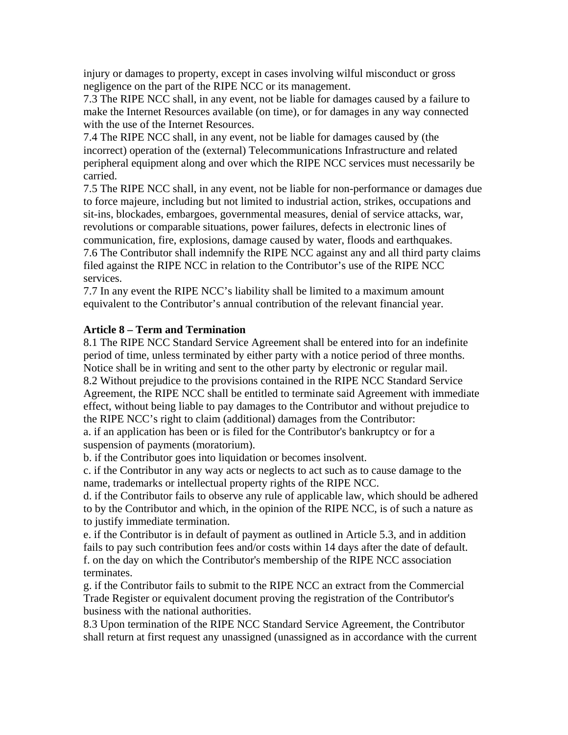injury or damages to property, except in cases involving wilful misconduct or gross negligence on the part of the RIPE NCC or its management.

7.3 The RIPE NCC shall, in any event, not be liable for damages caused by a failure to make the Internet Resources available (on time), or for damages in any way connected with the use of the Internet Resources.

7.4 The RIPE NCC shall, in any event, not be liable for damages caused by (the incorrect) operation of the (external) Telecommunications Infrastructure and related peripheral equipment along and over which the RIPE NCC services must necessarily be carried.

7.5 The RIPE NCC shall, in any event, not be liable for non-performance or damages due to force majeure, including but not limited to industrial action, strikes, occupations and sit-ins, blockades, embargoes, governmental measures, denial of service attacks, war, revolutions or comparable situations, power failures, defects in electronic lines of communication, fire, explosions, damage caused by water, floods and earthquakes.

7.6 The Contributor shall indemnify the RIPE NCC against any and all third party claims filed against the RIPE NCC in relation to the Contributor's use of the RIPE NCC services.

7.7 In any event the RIPE NCC's liability shall be limited to a maximum amount equivalent to the Contributor's annual contribution of the relevant financial year.

**Article 8 – Term and Termination**

8.1 The RIPE NCC Standard Service Agreement shall be entered into for an indefinite period of time, unless terminated by either party with a notice period of three months. Notice shall be in writing and sent to the other party by electronic or regular mail.

8.2 Without prejudice to the provisions contained in the RIPE NCC Standard Service Agreement, the RIPE NCC shall be entitled to terminate said Agreement with immediate effect, without being liable to pay damages to the Contributor and without prejudice to the RIPE NCC's right to claim (additional) damages from the Contributor:

a. if an application has been or is filed for the Contributor's bankruptcy or for a suspension of payments (moratorium).

b. if the Contributor goes into liquidation or becomes insolvent.

c. if the Contributor in any way acts or neglects to act such as to cause damage to the name, trademarks or intellectual property rights of the RIPE NCC.

d. if the Contributor fails to observe any rule of applicable law, which should be adhered to by the Contributor and which, in the opinion of the RIPE NCC, is of such a nature as to justify immediate termination.

e. if the Contributor is in default of payment as outlined in Article 5.3, and in addition fails to pay such contribution fees and/or costs within 14 days after the date of default.

f. on the day on which the Contributor's membership of the RIPE NCC association terminates.

g. if the Contributor fails to submit to the RIPE NCC an extract from the Commercial Trade Register or equivalent document proving the registration of the Contributor's business with the national authorities.

8.3 Upon termination of the RIPE NCC Standard Service Agreement, the Contributor shall return at first request any unassigned (unassigned as in accordance with the current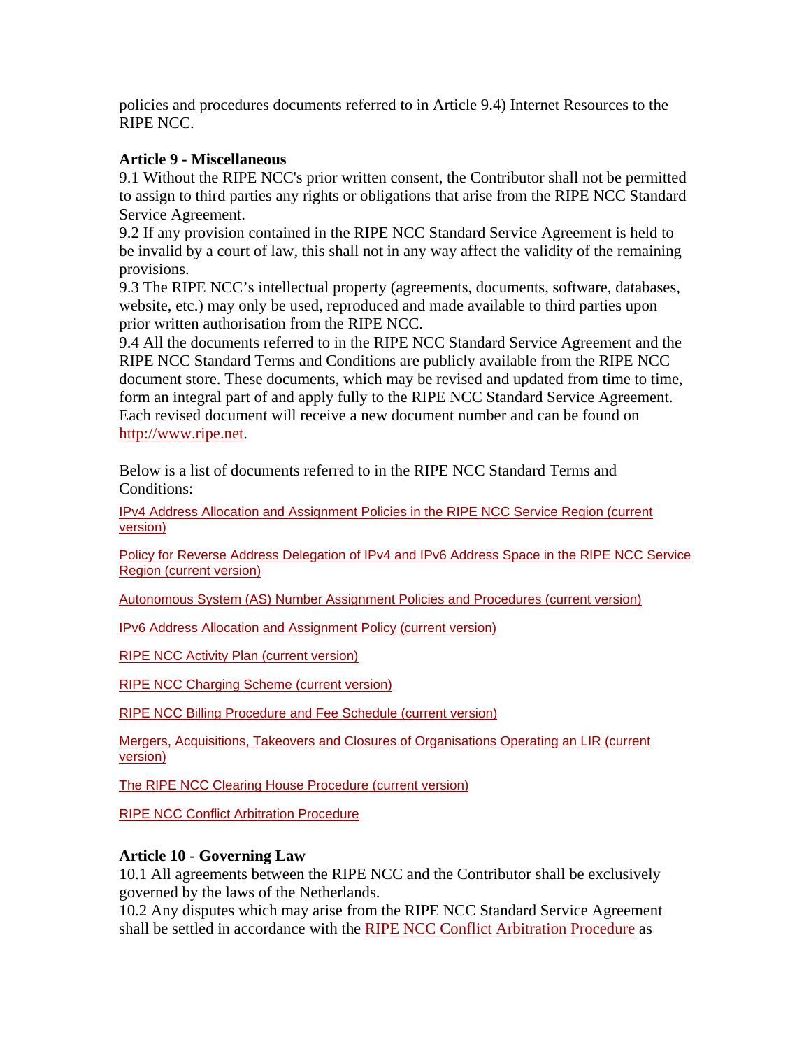policies and procedures documents referred to in Article 9.4) Internet Resources to the RIPE NCC.

**Article 9 - Miscellaneous**

9.1 Without the RIPE NCC's prior written consent, the Contributor shall not be permitted to assign to third parties any rights or obligations that arise from the RIPE NCC Standard Service Agreement.

9.2 If any provision contained in the RIPE NCC Standard Service Agreement is held to be invalid by a court of law, this shall not in any way affect the validity of the remaining provisions.

9.3 The RIPE NCC's intellectual property (agreements, documents, software, databases, website, etc.) may only be used, reproduced and made available to third parties upon prior written authorisation from the RIPE NCC.

9.4 All the documents referred to in the RIPE NCC Standard Service Agreement and the RIPE NCC Standard Terms and Conditions are publicly available from the RIPE NCC document store. These documents, which may be revised and updated from time to time, form an integral part of and apply fully to the RIPE NCC Standard Service Agreement. Each revised document will receive a new document number and can be found on http://www.ripe.net.

Below is a list of documents referred to in the RIPE NCC Standard Terms and Conditions:

IPv4 Address Allocation and Assignment Policies in the RIPE NCC Service Region (current version)

Policy for Reverse Address Delegation of IPv4 and IPv6 Address Space in the RIPE NCC Service Region (current version)

Autonomous System (AS) Number Assignment Policies and Procedures (current version)

IPv6 Address Allocation and Assignment Policy (current version)

RIPE NCC Activity Plan (current version)

RIPE NCC Charging Scheme (current version)

RIPE NCC Billing Procedure and Fee Schedule (current version)

Mergers, Acquisitions, Takeovers and Closures of Organisations Operating an LIR (current version)

The RIPE NCC Clearing House Procedure (current version)

RIPE NCC Conflict Arbitration Procedure

**Article 10 - Governing Law**

10.1 All agreements between the RIPE NCC and the Contributor shall be exclusively governed by the laws of the Netherlands.

10.2 Any disputes which may arise from the RIPE NCC Standard Service Agreement shall be settled in accordance with the RIPE NCC Conflict Arbitration Procedure as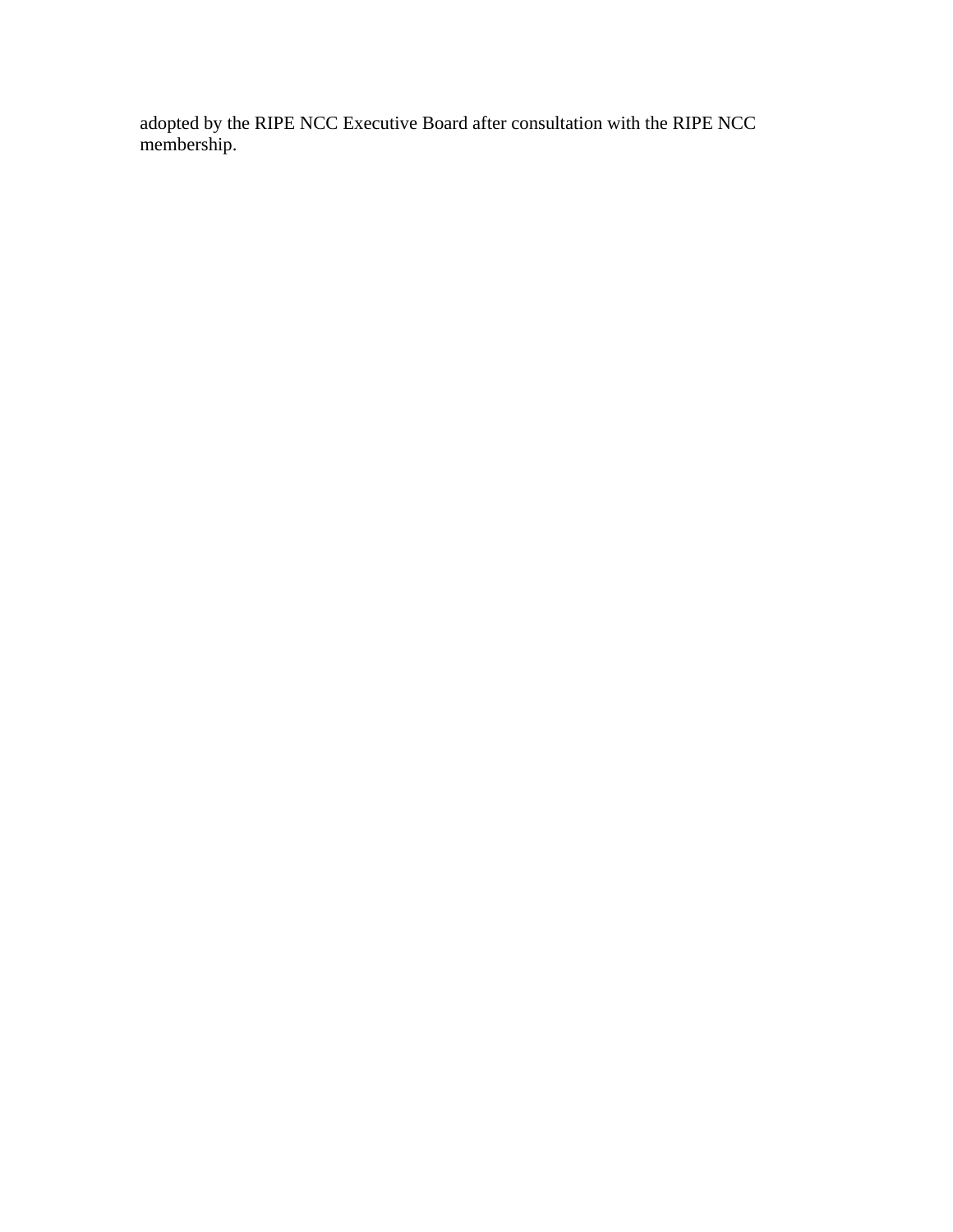adopted by the RIPE NCC Executive Board after consultation with the RIPE NCC membership.